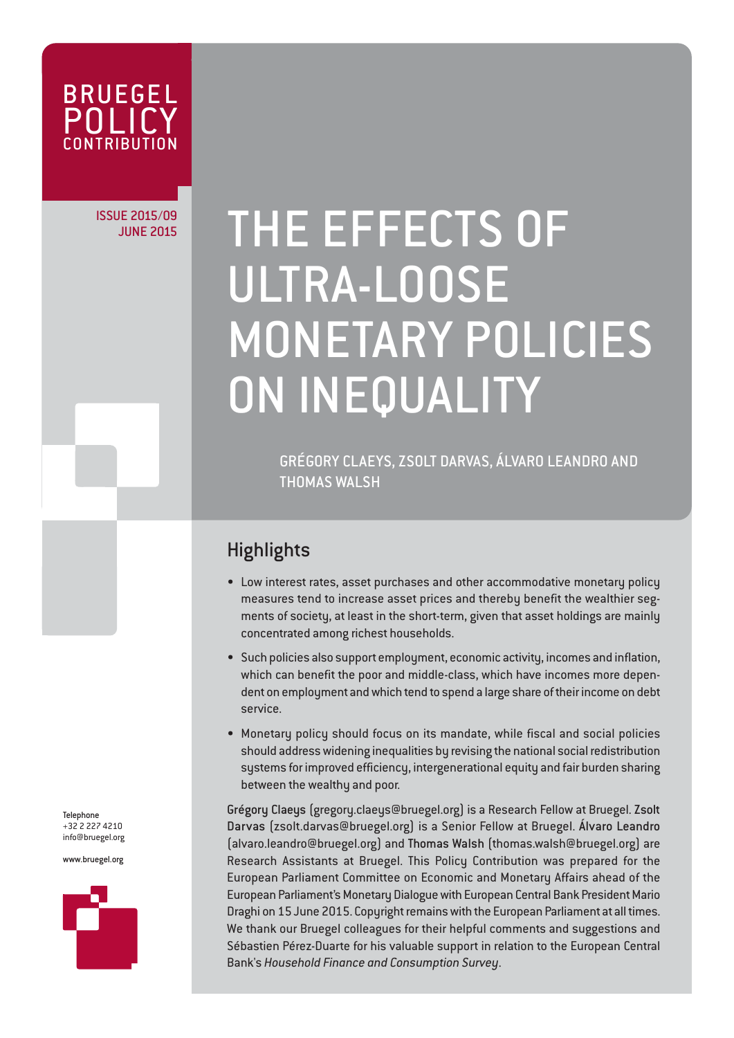BRUEGEL POLICY CONTRIBUTION

ISSUE 2015/09
JUNE 2015

# THE EFFECTS OF ULTRA-LOOSE MONETARY POLICIES ON INEQUALITY

GRÉGORY CLAEYS, ZSOLT DARVAS, ÁLVARO LEANDRO AND THOMAS WALSH

## Highlights

- Low interest rates, asset purchases and other accommodative monetary policy measures tend to increase asset prices and thereby benefit the wealthier segments of society, at least in the short-term, given that asset holdings are mainly concentrated among richest households.
- Such policies also support employment, economic activity, incomes and inflation, which can benefit the poor and middle-class, which have incomes more dependent on employment and which tend to spend a large share of their income on debt service.
- Monetary policy should focus on its mandate, while fiscal and social policies should address widening inequalities by revising the national social redistribution systems for improved efficiency, intergenerational equity and fair burden sharing between the wealthy and poor.

**Grégory Claeys** (gregory.claeys@bruegel.org) is a Research Fellow at Bruegel. **Zsolt Darvas** (zsolt.darvas@bruegel.org) is a Senior Fellow at Bruegel. **Álvaro Leandro** (alvaro.leandro@bruegel.org) and **Thomas Walsh** (thomas.walsh@bruegel.org) are Research Assistants at Bruegel. This Policy Contribution was prepared for the European Parliament Committee on Economic and Monetary Affairs ahead of the European Parliament's Monetary Dialogue with European Central Bank President Mario Draghi on 15 June 2015. Copyright remains with the European Parliament at all times. We thank our Bruegel colleagues for their helpful comments and suggestions and Sébastien Pérez-Duarte for his valuable support in relation to the European Central Bank's *Household Finance and Consumption Survey*.

Telephone
+32 2 227 4210
info@bruegel.org

www.bruegel.org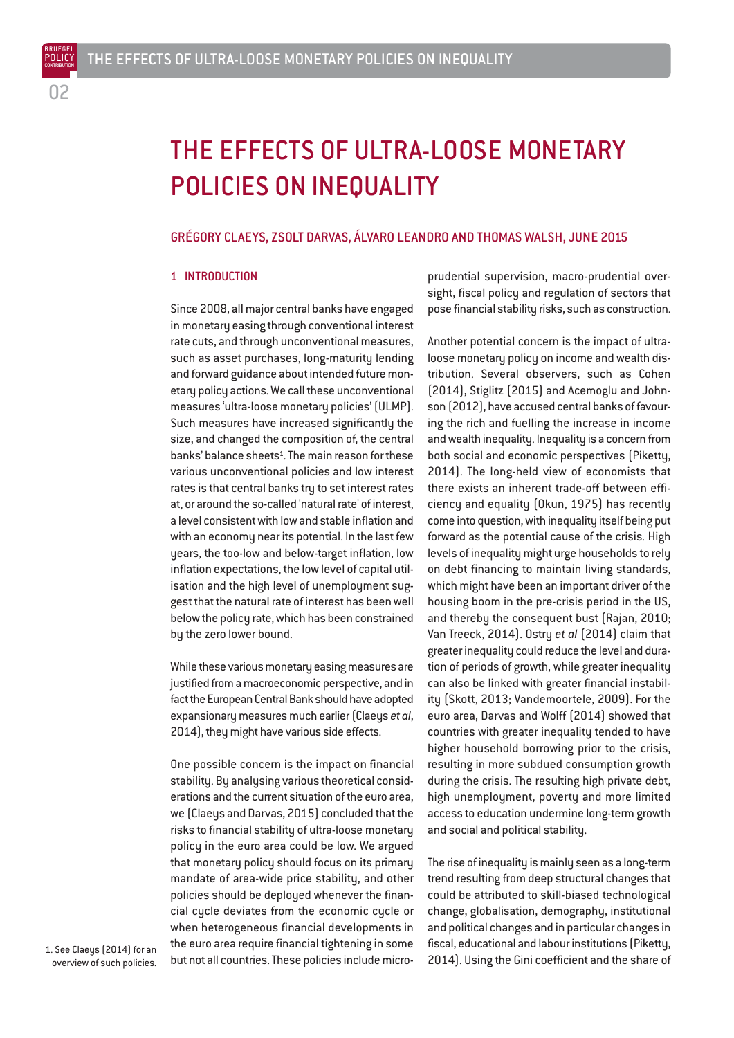# THE EFFECTS OF ULTRA-LOOSE MONETARY POLICIES ON INEQUALITY

GRÉGORY CLAEYS, ZSOLT DARVAS, ÁLVARO LEANDRO AND THOMAS WALSH, JUNE 2015

## 1 INTRODUCTION

Since 2008, all major central banks have engaged in monetary easing through conventional interest rate cuts, and through unconventional measures, such as asset purchases, long-maturity lending and forward guidance about intended future monetary policy actions. We call these unconventional measures 'ultra-loose monetary policies' (ULMP). Such measures have increased significantly the size, and changed the composition of, the central banks' balance sheets[1]. The main reason for these various unconventional policies and low interest rates is that central banks try to set interest rates at, or around the so-called 'natural rate' of interest, a level consistent with low and stable inflation and with an economy near its potential. In the last few years, the too-low and below-target inflation, low inflation expectations, the low level of capital utilisation and the high level of unemployment suggest that the natural rate of interest has been well below the policy rate, which has been constrained by the zero lower bound.

While these various monetary easing measures are justified from a macroeconomic perspective, and in fact the European Central Bank should have adopted expansionary measures much earlier (Claeys *et al*, 2014), they might have various side effects.

One possible concern is the impact on financial stability. By analysing various theoretical considerations and the current situation of the euro area, we (Claeys and Darvas, 2015) concluded that the risks to financial stability of ultra-loose monetary policy in the euro area could be low. We argued that monetary policy should focus on its primary mandate of area-wide price stability, and other policies should be deployed whenever the financial cycle deviates from the economic cycle or when heterogeneous financial developments in the euro area require financial tightening in some but not all countries. These policies include micro-prudential supervision, macro-prudential oversight, fiscal policy and regulation of sectors that pose financial stability risks, such as construction.

Another potential concern is the impact of ultra-loose monetary policy on income and wealth distribution. Several observers, such as Cohen (2014), Stiglitz (2015) and Acemoglu and Johnson (2012), have accused central banks of favouring the rich and fuelling the increase in income and wealth inequality. Inequality is a concern from both social and economic perspectives (Piketty, 2014). The long-held view of economists that there exists an inherent trade-off between efficiency and equality (Okun, 1975) has recently come into question, with inequality itself being put forward as the potential cause of the crisis. High levels of inequality might urge households to rely on debt financing to maintain living standards, which might have been an important driver of the housing boom in the pre-crisis period in the US, and thereby the consequent bust (Rajan, 2010; Van Treeck, 2014). Ostry *et al* (2014) claim that greater inequality could reduce the level and duration of periods of growth, while greater inequality can also be linked with greater financial instability (Skott, 2013; Vandemoortele, 2009). For the euro area, Darvas and Wolff (2014) showed that countries with greater inequality tended to have higher household borrowing prior to the crisis, resulting in more subdued consumption growth during the crisis. The resulting high private debt, high unemployment, poverty and more limited access to education undermine long-term growth and social and political stability.

The rise of inequality is mainly seen as a long-term trend resulting from deep structural changes that could be attributed to skill-biased technological change, globalisation, demography, institutional and political changes and in particular changes in fiscal, educational and labour institutions (Piketty, 2014). Using the Gini coefficient and the share of

1. See Claeys (2014) for an overview of such policies.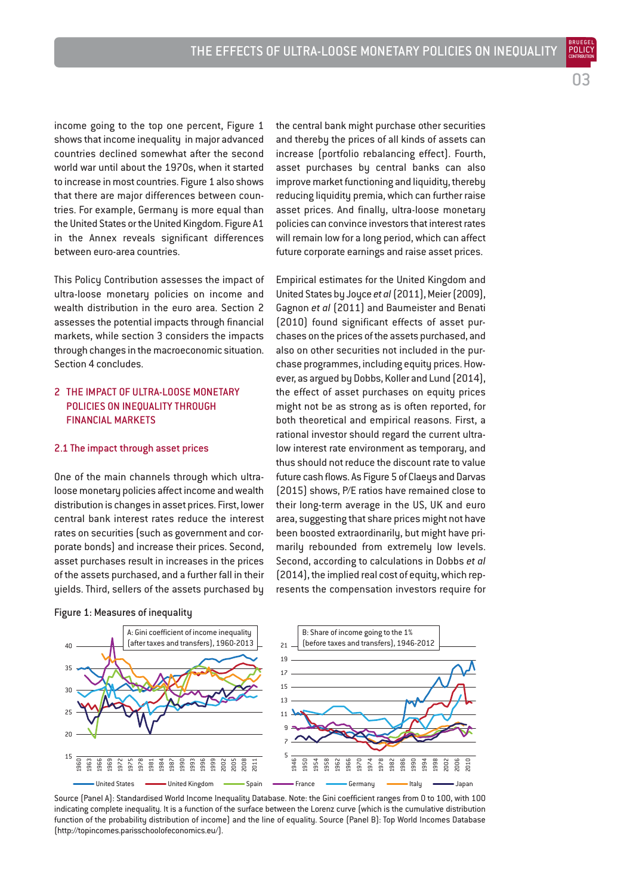income going to the top one percent, Figure 1 shows that income inequality in major advanced countries declined somewhat after the second world war until about the 1970s, when it started to increase in most countries. Figure 1 also shows that there are major differences between countries. For example, Germany is more equal than the United States or the United Kingdom. Figure A1 in the Annex reveals significant differences between euro-area countries.

This Policy Contribution assesses the impact of ultra-loose monetary policies on income and wealth distribution in the euro area. Section 2 assesses the potential impacts through financial markets, while section 3 considers the impacts through changes in the macroeconomic situation. Section 4 concludes.

## 2 THE IMPACT OF ULTRA-LOOSE MONETARY POLICIES ON INEQUALITY THROUGH FINANCIAL MARKETS

### 2.1 The impact through asset prices

One of the main channels through which ultra-loose monetary policies affect income and wealth distribution is changes in asset prices. First, lower central bank interest rates reduce the interest rates on securities (such as government and corporate bonds) and increase their prices. Second, asset purchases result in increases in the prices of the assets purchased, and a further fall in their yields. Third, sellers of the assets purchased by the central bank might purchase other securities and thereby the prices of all kinds of assets can increase (portfolio rebalancing effect). Fourth, asset purchases by central banks can also improve market functioning and liquidity, thereby reducing liquidity premia, which can further raise asset prices. And finally, ultra-loose monetary policies can convince investors that interest rates will remain low for a long period, which can affect future corporate earnings and raise asset prices.

Empirical estimates for the United Kingdom and United States by Joyce *et al* (2011), Meier (2009), Gagnon *et al* (2011) and Baumeister and Benati (2010) found significant effects of asset purchases on the prices of the assets purchased, and also on other securities not included in the purchase programmes, including equity prices. However, as argued by Dobbs, Koller and Lund (2014), the effect of asset purchases on equity prices might not be as strong as is often reported, for both theoretical and empirical reasons. First, a rational investor should regard the current ultra-low interest rate environment as temporary, and thus should not reduce the discount rate to value future cash flows. As Figure 5 of Claeys and Darvas (2015) shows, P/E ratios have remained close to their long-term average in the US, UK and euro area, suggesting that share prices might not have been boosted extraordinarily, but might have primarily rebounded from extremely low levels. Second, according to calculations in Dobbs *et al* (2014), the implied real cost of equity, which represents the compensation investors require for

Figure 1: Measures of inequality

Source (Panel A): Standardised World Income Inequality Database. Note: the Gini coefficient ranges from 0 to 100, with 100 indicating complete inequality. It is a function of the surface between the Lorenz curve (which is the cumulative distribution function of the probability distribution of income) and the line of equality. Source (Panel B): Top World Incomes Database (http://topincomes.parisschoolofeconomics.eu/).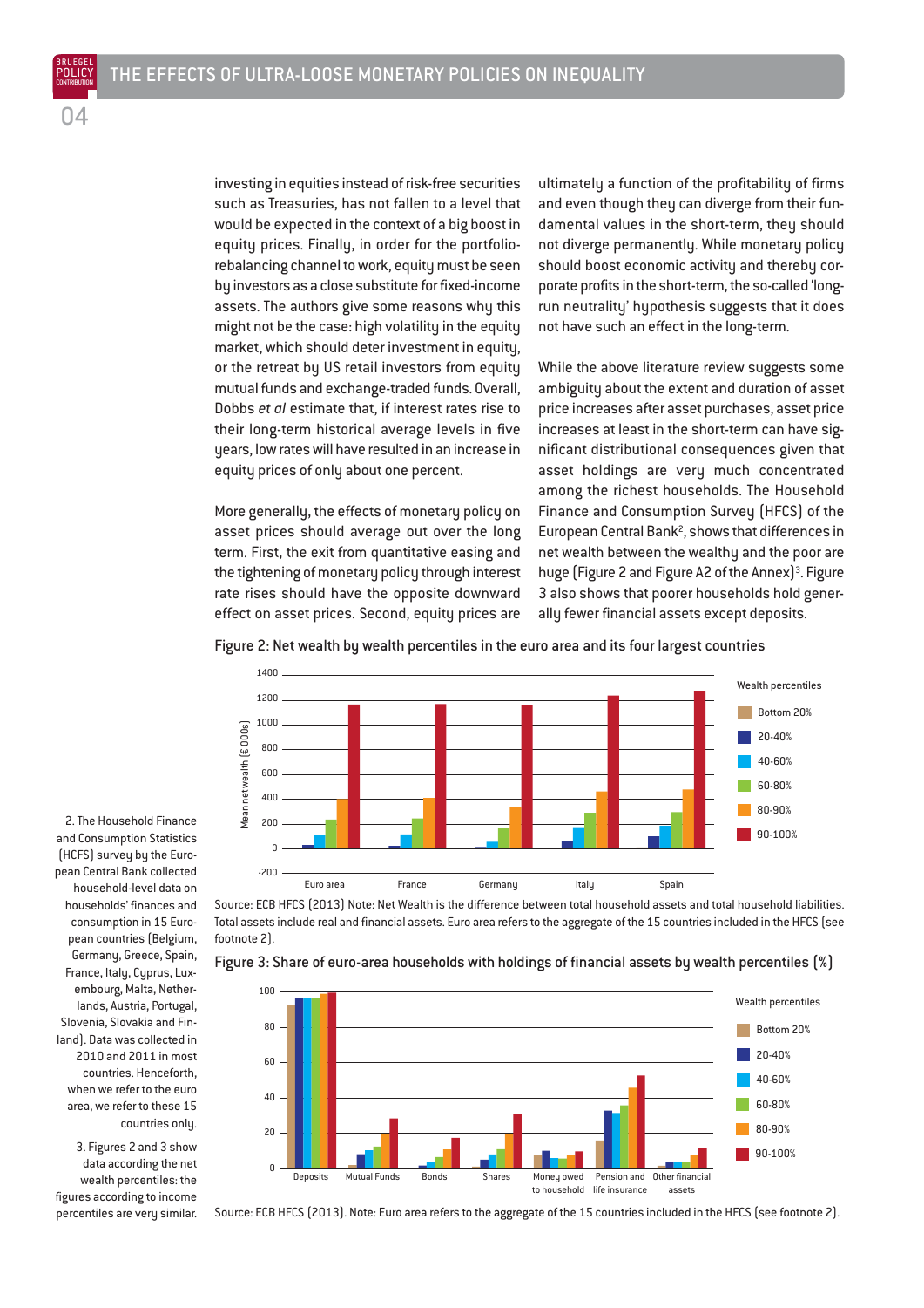investing in equities instead of risk-free securities such as Treasuries, has not fallen to a level that would be expected in the context of a big boost in equity prices. Finally, in order for the portfolio-rebalancing channel to work, equity must be seen by investors as a close substitute for fixed-income assets. The authors give some reasons why this might not be the case: high volatility in the equity market, which should deter investment in equity, or the retreat by US retail investors from equity mutual funds and exchange-traded funds. Overall, Dobbs *et al* estimate that, if interest rates rise to their long-term historical average levels in five years, low rates will have resulted in an increase in equity prices of only about one percent.

More generally, the effects of monetary policy on asset prices should average out over the long term. First, the exit from quantitative easing and the tightening of monetary policy through interest rate rises should have the opposite downward effect on asset prices. Second, equity prices are ultimately a function of the profitability of firms and even though they can diverge from their fundamental values in the short-term, they should not diverge permanently. While monetary policy should boost economic activity and thereby corporate profits in the short-term, the so-called 'long-run neutrality' hypothesis suggests that it does not have such an effect in the long-term.

While the above literature review suggests some ambiguity about the extent and duration of asset price increases after asset purchases, asset price increases at least in the short-term can have significant distributional consequences given that asset holdings are very much concentrated among the richest households. The Household Finance and Consumption Survey (HFCS) of the European Central Bank[2], shows that differences in net wealth between the wealthy and the poor are huge (Figure 2 and Figure A2 of the Annex)[3]. Figure 3 also shows that poorer households hold generally fewer financial assets except deposits.

Figure 2: Net wealth by wealth percentiles in the euro area and its four largest countries

Source: ECB HFCS (2013) Note: Net Wealth is the difference between total household assets and total household liabilities. Total assets include real and financial assets. Euro area refers to the aggregate of the 15 countries included in the HFCS (see footnote 2).

Figure 3: Share of euro-area households with holdings of financial assets by wealth percentiles (%)

Source: ECB HFCS (2013). Note: Euro area refers to the aggregate of the 15 countries included in the HFCS (see footnote 2).

2. The Household Finance and Consumption Statistics (HCFS) survey by the European Central Bank collected household-level data on households' finances and consumption in 15 European countries (Belgium, Germany, Greece, Spain, France, Italy, Cyprus, Luxembourg, Malta, Netherlands, Austria, Portugal, Slovenia, Slovakia and Finland). Data was collected in 2010 and 2011 in most countries. Henceforth, when we refer to the euro area, we refer to these 15 countries only.

3. Figures 2 and 3 show data according the net wealth percentiles: the figures according to income percentiles are very similar.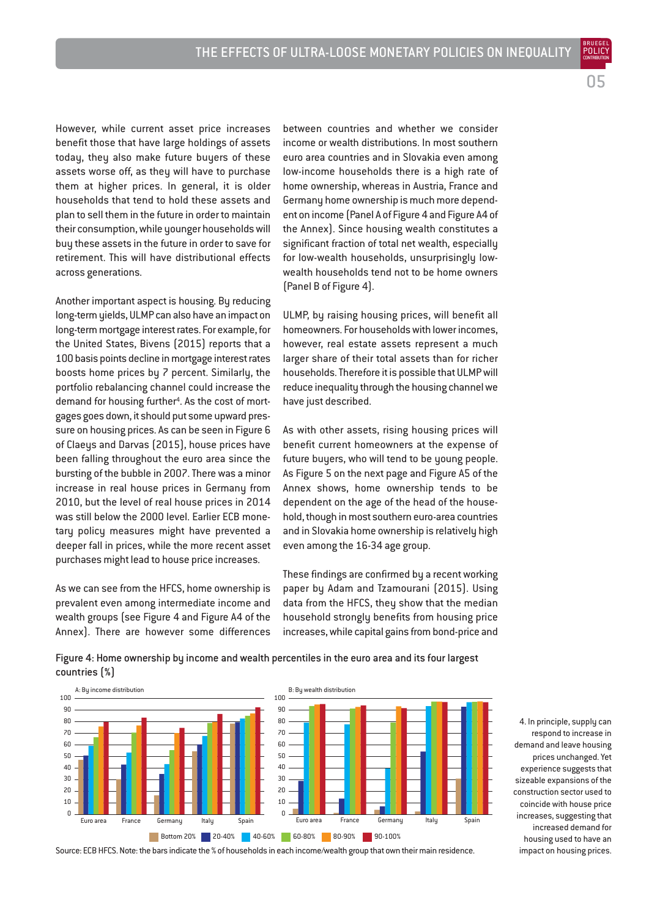However, while current asset price increases benefit those that have large holdings of assets today, they also make future buyers of these assets worse off, as they will have to purchase them at higher prices. In general, it is older households that tend to hold these assets and plan to sell them in the future in order to maintain their consumption, while younger households will buy these assets in the future in order to save for retirement. This will have distributional effects across generations.

Another important aspect is housing. By reducing long-term yields, ULMP can also have an impact on long-term mortgage interest rates. For example, for the United States, Bivens (2015) reports that a 100 basis points decline in mortgage interest rates boosts home prices by 7 percent. Similarly, the portfolio rebalancing channel could increase the demand for housing further[4]. As the cost of mortgages goes down, it should put some upward pressure on housing prices. As can be seen in Figure 6 of Claeys and Darvas (2015), house prices have been falling throughout the euro area since the bursting of the bubble in 2007. There was a minor increase in real house prices in Germany from 2010, but the level of real house prices in 2014 was still below the 2000 level. Earlier ECB monetary policy measures might have prevented a deeper fall in prices, while the more recent asset purchases might lead to house price increases.

As we can see from the HFCS, home ownership is prevalent even among intermediate income and wealth groups (see Figure 4 and Figure A4 of the Annex). There are however some differences between countries and whether we consider income or wealth distributions. In most southern euro area countries and in Slovakia even among low-income households there is a high rate of home ownership, whereas in Austria, France and Germany home ownership is much more dependent on income (Panel A of Figure 4 and Figure A4 of the Annex). Since housing wealth constitutes a significant fraction of total net wealth, especially for low-wealth households, unsurprisingly low-wealth households tend not to be home owners (Panel B of Figure 4).

ULMP, by raising housing prices, will benefit all homeowners. For households with lower incomes, however, real estate assets represent a much larger share of their total assets than for richer households. Therefore it is possible that ULMP will reduce inequality through the housing channel we have just described.

As with other assets, rising housing prices will benefit current homeowners at the expense of future buyers, who will tend to be young people. As Figure 5 on the next page and Figure A5 of the Annex shows, home ownership tends to be dependent on the age of the head of the household, though in most southern euro-area countries and in Slovakia home ownership is relatively high even among the 16-34 age group.

These findings are confirmed by a recent working paper by Adam and Tzamourani (2015). Using data from the HFCS, they show that the median household strongly benefits from housing price increases, while capital gains from bond-price and

Figure 4: Home ownership by income and wealth percentiles in the euro area and its four largest countries (%)

Source: ECB HFCS. Note: the bars indicate the % of households in each income/wealth group that own their main residence.

4. In principle, supply can respond to increase in demand and leave housing prices unchanged. Yet experience suggests that sizeable expansions of the construction sector used to coincide with house price increases, suggesting that increased demand for housing used to have an impact on housing prices.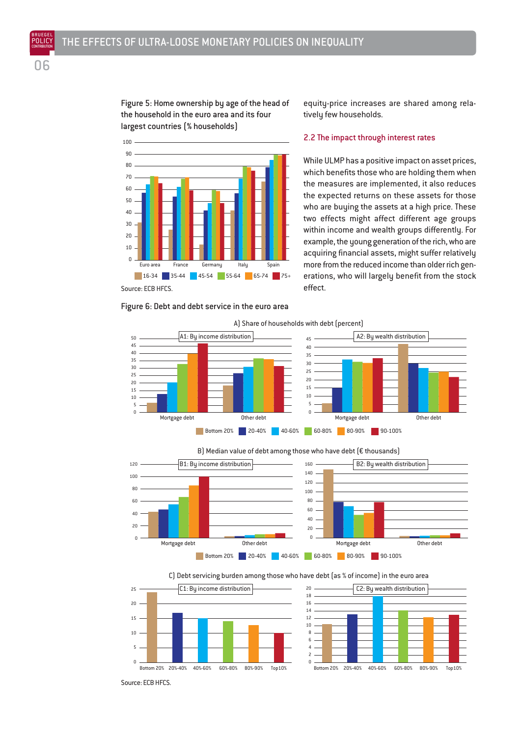Figure 5: Home ownership by age of the head of the household in the euro area and its four largest countries (% households)

Source: ECB HFCS.

Figure 6: Debt and debt service in the euro area

Source: ECB HFCS.

equity-price increases are shared among relatively few households.

## 2.2 The impact through interest rates

While ULMP has a positive impact on asset prices, which benefits those who are holding them when the measures are implemented, it also reduces the expected returns on these assets for those who are buying the assets at a high price. These two effects might affect different age groups within income and wealth groups differently. For example, the young generation of the rich, who are acquiring financial assets, might suffer relatively more from the reduced income than older rich generations, who will largely benefit from the stock effect.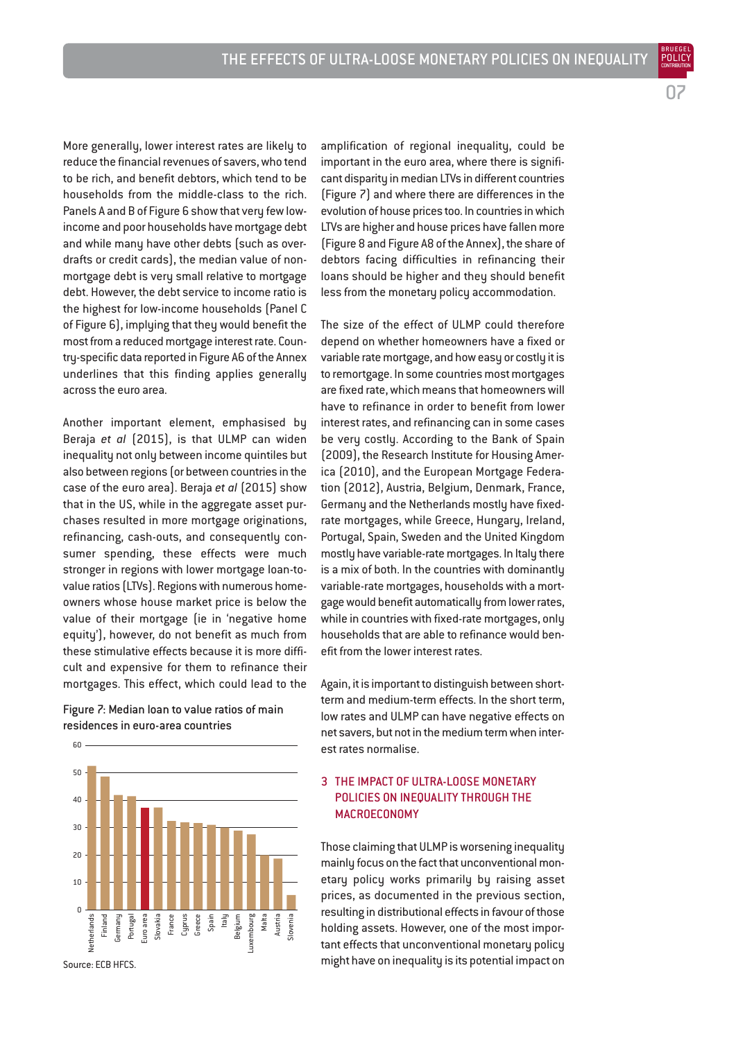More generally, lower interest rates are likely to reduce the financial revenues of savers, who tend to be rich, and benefit debtors, which tend to be households from the middle-class to the rich. Panels A and B of Figure 6 show that very few low-income and poor households have mortgage debt and while many have other debts (such as overdrafts or credit cards), the median value of non-mortgage debt is very small relative to mortgage debt. However, the debt service to income ratio is the highest for low-income households (Panel C of Figure 6), implying that they would benefit the most from a reduced mortgage interest rate. Country-specific data reported in Figure A6 of the Annex underlines that this finding applies generally across the euro area.

Another important element, emphasised by Beraja *et al* (2015), is that ULMP can widen inequality not only between income quintiles but also between regions (or between countries in the case of the euro area). Beraja *et al* (2015) show that in the US, while in the aggregate asset purchases resulted in more mortgage originations, refinancing, cash-outs, and consequently consumer spending, these effects were much stronger in regions with lower mortgage loan-to-value ratios (LTVs). Regions with numerous homeowners whose house market price is below the value of their mortgage (ie in 'negative home equity'), however, do not benefit as much from these stimulative effects because it is more difficult and expensive for them to refinance their mortgages. This effect, which could lead to the amplification of regional inequality, could be important in the euro area, where there is significant disparity in median LTVs in different countries (Figure 7) and where there are differences in the evolution of house prices too. In countries in which LTVs are higher and house prices have fallen more (Figure 8 and Figure A8 of the Annex), the share of debtors facing difficulties in refinancing their loans should be higher and they should benefit less from the monetary policy accommodation.

Figure 7: Median loan to value ratios of main residences in euro-area countries

| Country | Median LTV (approx.) |
|---|---|
| Netherlands | 52 |
| Finland | 48 |
| Germany | 42 |
| Portugal | 41 |
| Euro area | 37 |
| Slovakia | 37 |
| France | 32 |
| Cyprus | 32 |
| Greece | 31 |
| Spain | 31 |
| Italy | 30 |
| Belgium | 29 |
| Luxembourg | 27 |
| Malta | 20 |
| Austria | 18 |
| Slovenia | 5 |

Source: ECB HFCS.

The size of the effect of ULMP could therefore depend on whether homeowners have a fixed or variable rate mortgage, and how easy or costly it is to remortgage. In some countries most mortgages are fixed rate, which means that homeowners will have to refinance in order to benefit from lower interest rates, and refinancing can in some cases be very costly. According to the Bank of Spain (2009), the Research Institute for Housing America (2010), and the European Mortgage Federation (2012), Austria, Belgium, Denmark, France, Germany and the Netherlands mostly have fixed-rate mortgages, while Greece, Hungary, Ireland, Portugal, Spain, Sweden and the United Kingdom mostly have variable-rate mortgages. In Italy there is a mix of both. In the countries with dominantly variable-rate mortgages, households with a mortgage would benefit automatically from lower rates, while in countries with fixed-rate mortgages, only households that are able to refinance would benefit from the lower interest rates.

Again, it is important to distinguish between short-term and medium-term effects. In the short term, low rates and ULMP can have negative effects on net savers, but not in the medium term when interest rates normalise.

## 3 THE IMPACT OF ULTRA-LOOSE MONETARY POLICIES ON INEQUALITY THROUGH THE MACROECONOMY

Those claiming that ULMP is worsening inequality mainly focus on the fact that unconventional monetary policy works primarily by raising asset prices, as documented in the previous section, resulting in distributional effects in favour of those holding assets. However, one of the most important effects that unconventional monetary policy might have on inequality is its potential impact on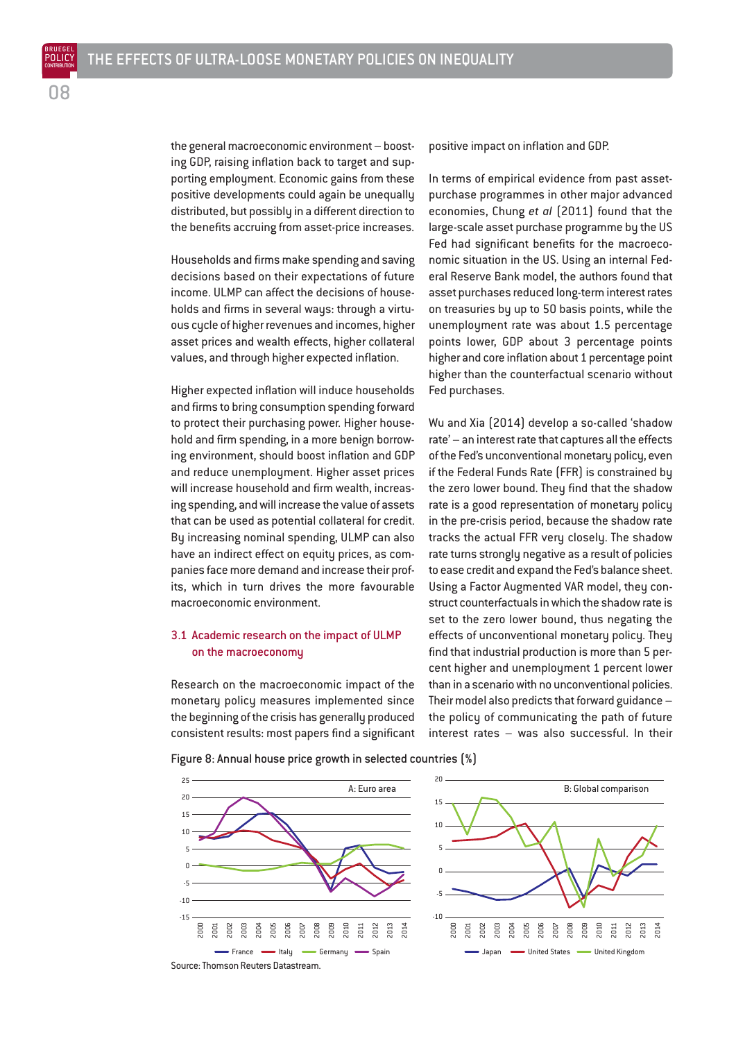the general macroeconomic environment – boosting GDP, raising inflation back to target and supporting employment. Economic gains from these positive developments could again be unequally distributed, but possibly in a different direction to the benefits accruing from asset-price increases.

Households and firms make spending and saving decisions based on their expectations of future income. ULMP can affect the decisions of households and firms in several ways: through a virtuous cycle of higher revenues and incomes, higher asset prices and wealth effects, higher collateral values, and through higher expected inflation.

Higher expected inflation will induce households and firms to bring consumption spending forward to protect their purchasing power. Higher household and firm spending, in a more benign borrowing environment, should boost inflation and GDP and reduce unemployment. Higher asset prices will increase household and firm wealth, increasing spending, and will increase the value of assets that can be used as potential collateral for credit. By increasing nominal spending, ULMP can also have an indirect effect on equity prices, as companies face more demand and increase their profits, which in turn drives the more favourable macroeconomic environment.

### 3.1 Academic research on the impact of ULMP on the macroeconomy

Research on the macroeconomic impact of the monetary policy measures implemented since the beginning of the crisis has generally produced consistent results: most papers find a significant positive impact on inflation and GDP.

In terms of empirical evidence from past asset-purchase programmes in other major advanced economies, Chung *et al* (2011) found that the large-scale asset purchase programme by the US Fed had significant benefits for the macroeconomic situation in the US. Using an internal Federal Reserve Bank model, the authors found that asset purchases reduced long-term interest rates on treasuries by up to 50 basis points, while the unemployment rate was about 1.5 percentage points lower, GDP about 3 percentage points higher and core inflation about 1 percentage point higher than the counterfactual scenario without Fed purchases.

Wu and Xia (2014) develop a so-called 'shadow rate' – an interest rate that captures all the effects of the Fed's unconventional monetary policy, even if the Federal Funds Rate (FFR) is constrained by the zero lower bound. They find that the shadow rate is a good representation of monetary policy in the pre-crisis period, because the shadow rate tracks the actual FFR very closely. The shadow rate turns strongly negative as a result of policies to ease credit and expand the Fed's balance sheet. Using a Factor Augmented VAR model, they construct counterfactuals in which the shadow rate is set to the zero lower bound, thus negating the effects of unconventional monetary policy. They find that industrial production is more than 5 percent higher and unemployment 1 percent lower than in a scenario with no unconventional policies. Their model also predicts that forward guidance – the policy of communicating the path of future interest rates – was also successful. In their

Figure 8: Annual house price growth in selected countries (%)

Source: Thomson Reuters Datastream.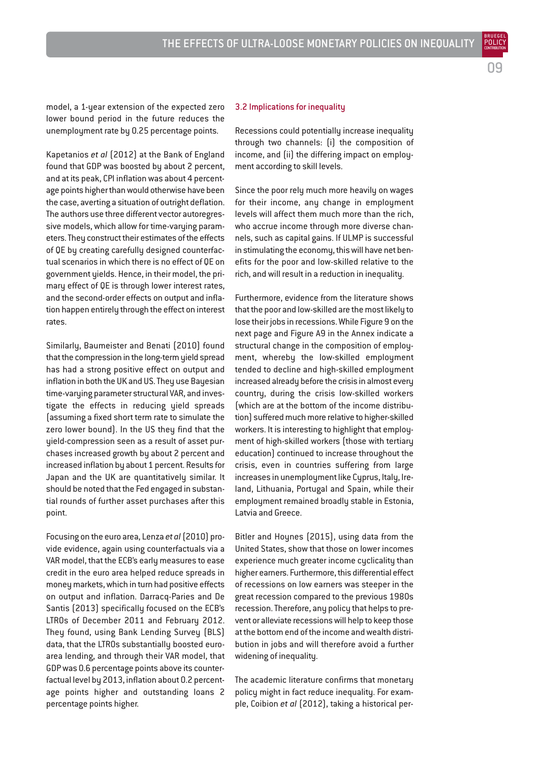model, a 1-year extension of the expected zero lower bound period in the future reduces the unemployment rate by 0.25 percentage points.

Kapetanios *et al* (2012) at the Bank of England found that GDP was boosted by about 2 percent, and at its peak, CPI inflation was about 4 percentage points higher than would otherwise have been the case, averting a situation of outright deflation. The authors use three different vector autoregressive models, which allow for time-varying parameters. They construct their estimates of the effects of QE by creating carefully designed counterfactual scenarios in which there is no effect of QE on government yields. Hence, in their model, the primary effect of QE is through lower interest rates, and the second-order effects on output and inflation happen entirely through the effect on interest rates.

Similarly, Baumeister and Benati (2010) found that the compression in the long-term yield spread has had a strong positive effect on output and inflation in both the UK and US. They use Bayesian time-varying parameter structural VAR, and investigate the effects in reducing yield spreads (assuming a fixed short term rate to simulate the zero lower bound). In the US they find that the yield-compression seen as a result of asset purchases increased growth by about 2 percent and increased inflation by about 1 percent. Results for Japan and the UK are quantitatively similar. It should be noted that the Fed engaged in substantial rounds of further asset purchases after this point.

Focusing on the euro area, Lenza *et al* (2010) provide evidence, again using counterfactuals via a VAR model, that the ECB's early measures to ease credit in the euro area helped reduce spreads in money markets, which in turn had positive effects on output and inflation. Darracq-Paries and De Santis (2013) specifically focused on the ECB's LTROs of December 2011 and February 2012. They found, using Bank Lending Survey (BLS) data, that the LTROs substantially boosted euro-area lending, and through their VAR model, that GDP was 0.6 percentage points above its counterfactual level by 2013, inflation about 0.2 percentage points higher and outstanding loans 2 percentage points higher.

### 3.2 Implications for inequality

Recessions could potentially increase inequality through two channels: (i) the composition of income, and (ii) the differing impact on employment according to skill levels.

Since the poor rely much more heavily on wages for their income, any change in employment levels will affect them much more than the rich, who accrue income through more diverse channels, such as capital gains. If ULMP is successful in stimulating the economy, this will have net benefits for the poor and low-skilled relative to the rich, and will result in a reduction in inequality.

Furthermore, evidence from the literature shows that the poor and low-skilled are the most likely to lose their jobs in recessions. While Figure 9 on the next page and Figure A9 in the Annex indicate a structural change in the composition of employment, whereby the low-skilled employment tended to decline and high-skilled employment increased already before the crisis in almost every country, during the crisis low-skilled workers (which are at the bottom of the income distribution) suffered much more relative to higher-skilled workers. It is interesting to highlight that employment of high-skilled workers (those with tertiary education) continued to increase throughout the crisis, even in countries suffering from large increases in unemployment like Cyprus, Italy, Ireland, Lithuania, Portugal and Spain, while their employment remained broadly stable in Estonia, Latvia and Greece.

Bitler and Hoynes (2015), using data from the United States, show that those on lower incomes experience much greater income cyclicality than higher earners. Furthermore, this differential effect of recessions on low earners was steeper in the great recession compared to the previous 1980s recession. Therefore, any policy that helps to prevent or alleviate recessions will help to keep those at the bottom end of the income and wealth distribution in jobs and will therefore avoid a further widening of inequality.

The academic literature confirms that monetary policy might in fact reduce inequality. For example, Coibion *et al* (2012), taking a historical per-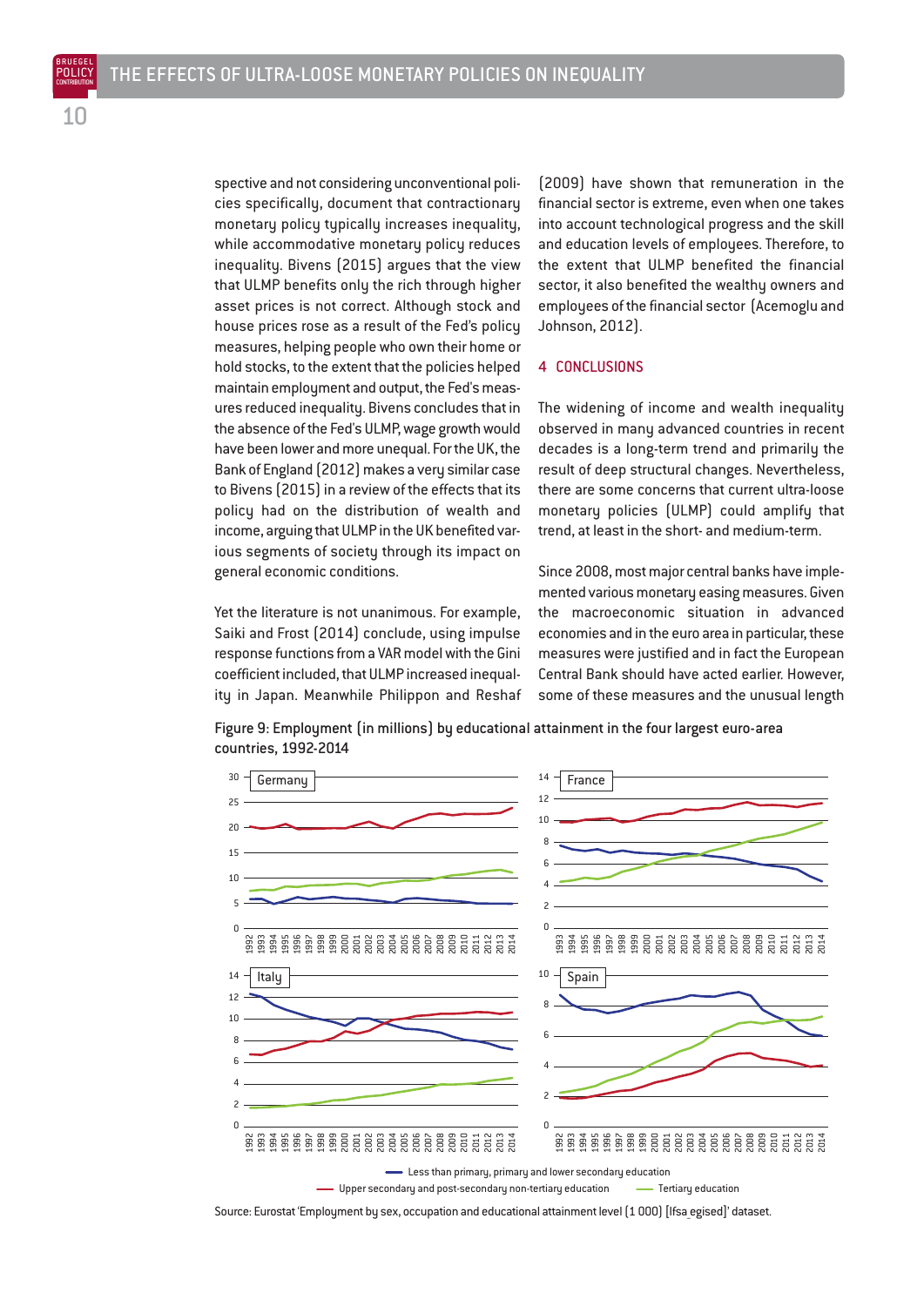spective and not considering unconventional policies specifically, document that contractionary monetary policy typically increases inequality, while accommodative monetary policy reduces inequality. Bivens (2015) argues that the view that ULMP benefits only the rich through higher asset prices is not correct. Although stock and house prices rose as a result of the Fed's policy measures, helping people who own their home or hold stocks, to the extent that the policies helped maintain employment and output, the Fed's measures reduced inequality. Bivens concludes that in the absence of the Fed's ULMP, wage growth would have been lower and more unequal. For the UK, the Bank of England (2012) makes a very similar case to Bivens (2015) in a review of the effects that its policy had on the distribution of wealth and income, arguing that ULMP in the UK benefited various segments of society through its impact on general economic conditions.

Yet the literature is not unanimous. For example, Saiki and Frost (2014) conclude, using impulse response functions from a VAR model with the Gini coefficient included, that ULMP increased inequality in Japan. Meanwhile Philippon and Reshaf (2009) have shown that remuneration in the financial sector is extreme, even when one takes into account technological progress and the skill and education levels of employees. Therefore, to the extent that ULMP benefited the financial sector, it also benefited the wealthy owners and employees of the financial sector (Acemoglu and Johnson, 2012).

## 4 CONCLUSIONS

The widening of income and wealth inequality observed in many advanced countries in recent decades is a long-term trend and primarily the result of deep structural changes. Nevertheless, there are some concerns that current ultra-loose monetary policies (ULMP) could amplify that trend, at least in the short- and medium-term.

Since 2008, most major central banks have implemented various monetary easing measures. Given the macroeconomic situation in advanced economies and in the euro area in particular, these measures were justified and in fact the European Central Bank should have acted earlier. However, some of these measures and the unusual length

Figure 9: Employment (in millions) by educational attainment in the four largest euro-area countries, 1992-2014

Source: Eurostat 'Employment by sex, occupation and educational attainment level (1 000) [lfsa_egised]' dataset.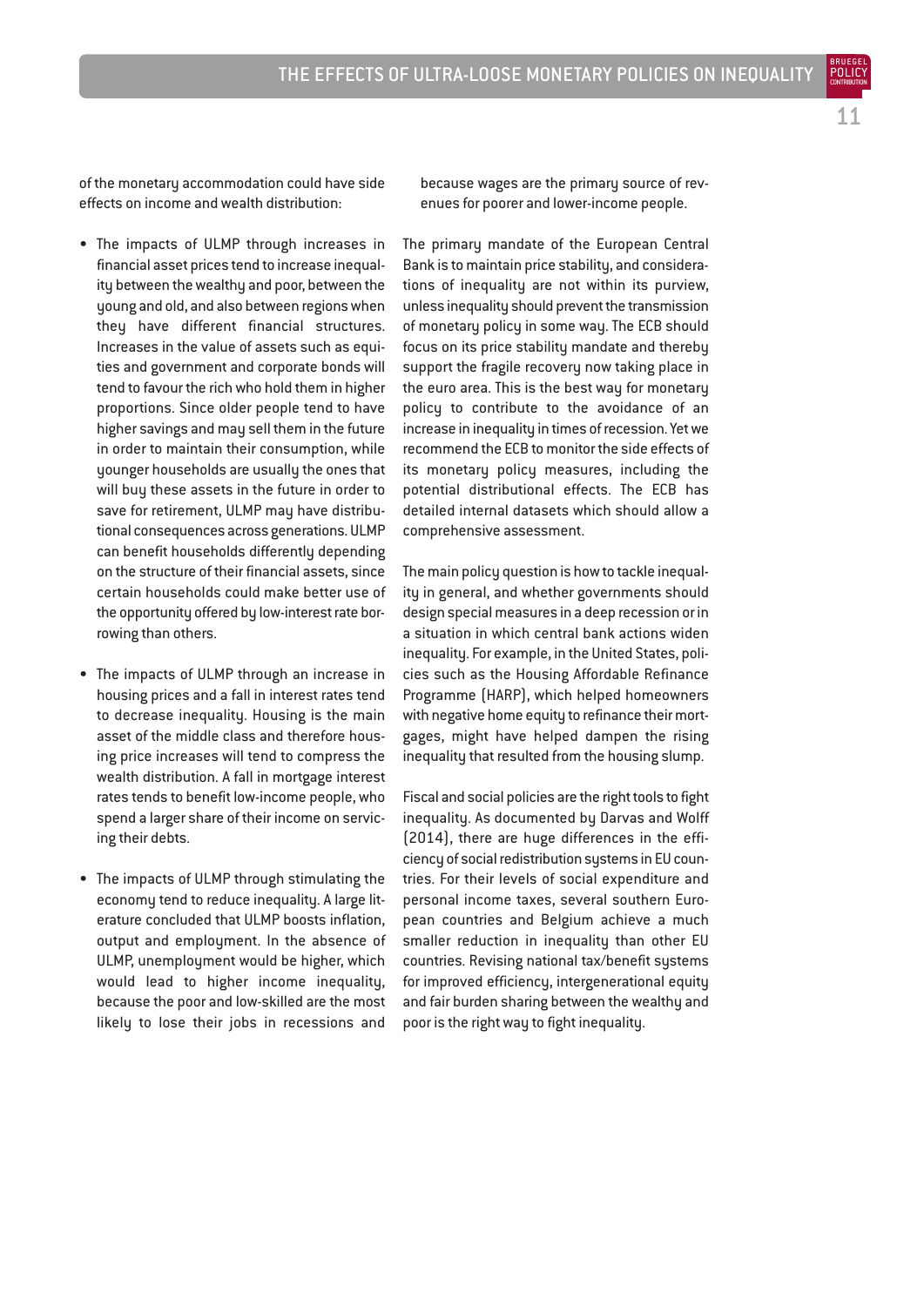of the monetary accommodation could have side effects on income and wealth distribution:

- The impacts of ULMP through increases in financial asset prices tend to increase inequality between the wealthy and poor, between the young and old, and also between regions when they have different financial structures. Increases in the value of assets such as equities and government and corporate bonds will tend to favour the rich who hold them in higher proportions. Since older people tend to have higher savings and may sell them in the future in order to maintain their consumption, while younger households are usually the ones that will buy these assets in the future in order to save for retirement, ULMP may have distributional consequences across generations. ULMP can benefit households differently depending on the structure of their financial assets, since certain households could make better use of the opportunity offered by low-interest rate borrowing than others.

- The impacts of ULMP through an increase in housing prices and a fall in interest rates tend to decrease inequality. Housing is the main asset of the middle class and therefore housing price increases will tend to compress the wealth distribution. A fall in mortgage interest rates tends to benefit low-income people, who spend a larger share of their income on servicing their debts.

- The impacts of ULMP through stimulating the economy tend to reduce inequality. A large literature concluded that ULMP boosts inflation, output and employment. In the absence of ULMP, unemployment would be higher, which would lead to higher income inequality, because the poor and low-skilled are the most likely to lose their jobs in recessions and because wages are the primary source of revenues for poorer and lower-income people.

The primary mandate of the European Central Bank is to maintain price stability, and considerations of inequality are not within its purview, unless inequality should prevent the transmission of monetary policy in some way. The ECB should focus on its price stability mandate and thereby support the fragile recovery now taking place in the euro area. This is the best way for monetary policy to contribute to the avoidance of an increase in inequality in times of recession. Yet we recommend the ECB to monitor the side effects of its monetary policy measures, including the potential distributional effects. The ECB has detailed internal datasets which should allow a comprehensive assessment.

The main policy question is how to tackle inequality in general, and whether governments should design special measures in a deep recession or in a situation in which central bank actions widen inequality. For example, in the United States, policies such as the Housing Affordable Refinance Programme (HARP), which helped homeowners with negative home equity to refinance their mortgages, might have helped dampen the rising inequality that resulted from the housing slump.

Fiscal and social policies are the right tools to fight inequality. As documented by Darvas and Wolff (2014), there are huge differences in the efficiency of social redistribution systems in EU countries. For their levels of social expenditure and personal income taxes, several southern European countries and Belgium achieve a much smaller reduction in inequality than other EU countries. Revising national tax/benefit systems for improved efficiency, intergenerational equity and fair burden sharing between the wealthy and poor is the right way to fight inequality.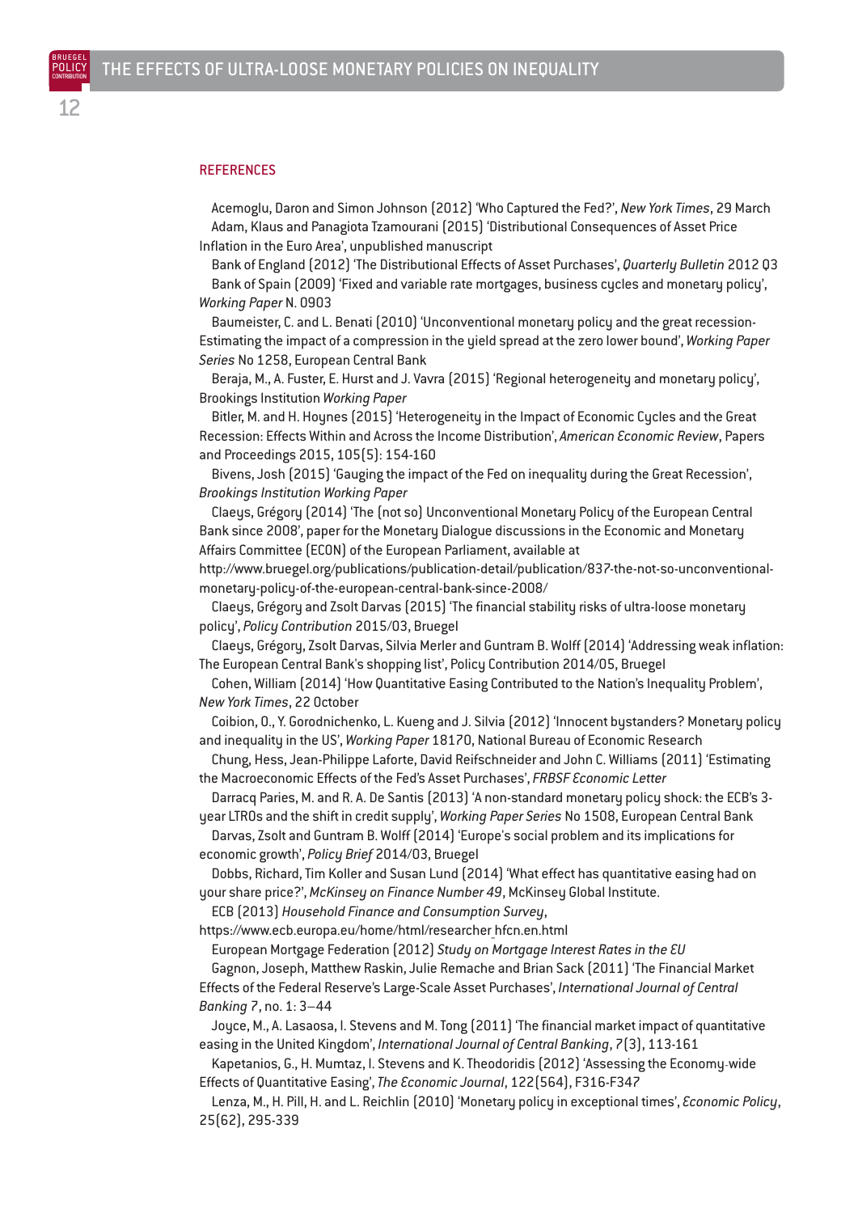## REFERENCES

Acemoglu, Daron and Simon Johnson (2012) 'Who Captured the Fed?', *New York Times*, 29 March

Adam, Klaus and Panagiota Tzamourani (2015) 'Distributional Consequences of Asset Price Inflation in the Euro Area', unpublished manuscript

Bank of England (2012) 'The Distributional Effects of Asset Purchases', *Quarterly Bulletin* 2012 Q3

Bank of Spain (2009) 'Fixed and variable rate mortgages, business cycles and monetary policy', *Working Paper* N. 0903

Baumeister, C. and L. Benati (2010) 'Unconventional monetary policy and the great recession-Estimating the impact of a compression in the yield spread at the zero lower bound', *Working Paper Series* No 1258, European Central Bank

Beraja, M., A. Fuster, E. Hurst and J. Vavra (2015) 'Regional heterogeneity and monetary policy', Brookings Institution *Working Paper*

Bitler, M. and H. Hoynes (2015) 'Heterogeneity in the Impact of Economic Cycles and the Great Recession: Effects Within and Across the Income Distribution', *American Economic Review*, Papers and Proceedings 2015, 105(5): 154-160

Bivens, Josh (2015) 'Gauging the impact of the Fed on inequality during the Great Recession', *Brookings Institution Working Paper*

Claeys, Grégory (2014) 'The (not so) Unconventional Monetary Policy of the European Central Bank since 2008', paper for the Monetary Dialogue discussions in the Economic and Monetary Affairs Committee (ECON) of the European Parliament, available at http://www.bruegel.org/publications/publication-detail/publication/837-the-not-so-unconventional-monetary-policy-of-the-european-central-bank-since-2008/

Claeys, Grégory and Zsolt Darvas (2015) 'The financial stability risks of ultra-loose monetary policy', *Policy Contribution* 2015/03, Bruegel

Claeys, Grégory, Zsolt Darvas, Silvia Merler and Guntram B. Wolff (2014) 'Addressing weak inflation: The European Central Bank's shopping list', Policy Contribution 2014/05, Bruegel

Cohen, William (2014) 'How Quantitative Easing Contributed to the Nation's Inequality Problem', *New York Times*, 22 October

Coibion, O., Y. Gorodnichenko, L. Kueng and J. Silvia (2012) 'Innocent bystanders? Monetary policy and inequality in the US', *Working Paper* 18170, National Bureau of Economic Research

Chung, Hess, Jean-Philippe Laforte, David Reifschneider and John C. Williams (2011) 'Estimating the Macroeconomic Effects of the Fed's Asset Purchases', *FRBSF Economic Letter*

Darracq Paries, M. and R. A. De Santis (2013) 'A non-standard monetary policy shock: the ECB's 3-year LTROs and the shift in credit supply', *Working Paper Series* No 1508, European Central Bank

Darvas, Zsolt and Guntram B. Wolff (2014) 'Europe's social problem and its implications for economic growth', *Policy Brief* 2014/03, Bruegel

Dobbs, Richard, Tim Koller and Susan Lund (2014) 'What effect has quantitative easing had on your share price?', *McKinsey on Finance Number 49*, McKinsey Global Institute.

ECB (2013) *Household Finance and Consumption Survey*, https://www.ecb.europa.eu/home/html/researcher_hfcn.en.html

European Mortgage Federation (2012) *Study on Mortgage Interest Rates in the EU*

Gagnon, Joseph, Matthew Raskin, Julie Remache and Brian Sack (2011) 'The Financial Market Effects of the Federal Reserve's Large-Scale Asset Purchases', *International Journal of Central Banking 7*, no. 1: 3–44

Joyce, M., A. Lasaosa, I. Stevens and M. Tong (2011) 'The financial market impact of quantitative easing in the United Kingdom', *International Journal of Central Banking*, 7(3), 113-161

Kapetanios, G., H. Mumtaz, I. Stevens and K. Theodoridis (2012) 'Assessing the Economy-wide Effects of Quantitative Easing', *The Economic Journal*, 122(564), F316-F347

Lenza, M., H. Pill, H. and L. Reichlin (2010) 'Monetary policy in exceptional times', *Economic Policy*, 25(62), 295-339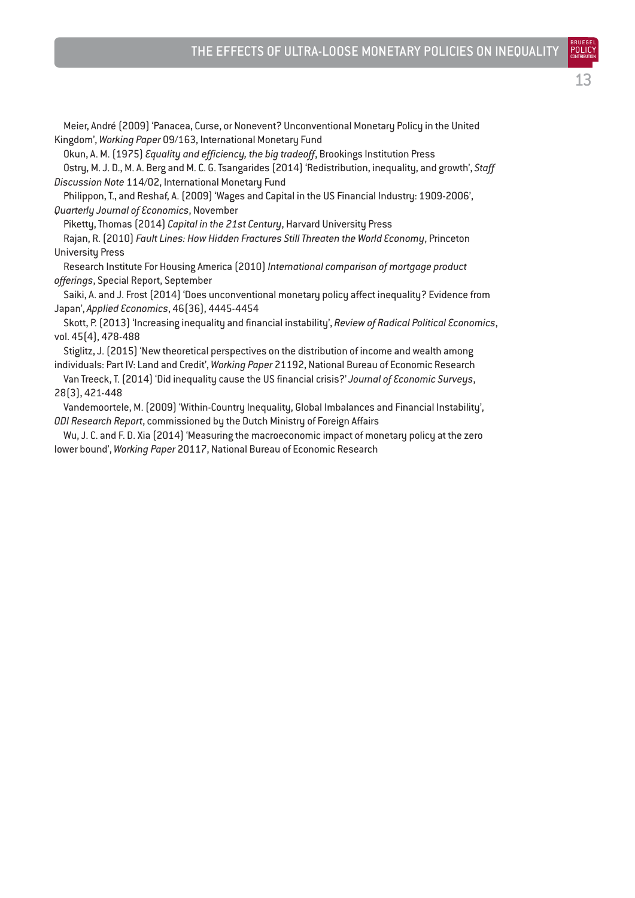Meier, André (2009) 'Panacea, Curse, or Nonevent? Unconventional Monetary Policy in the United Kingdom', *Working Paper* 09/163, International Monetary Fund

Okun, A. M. (1975) *Equality and efficiency, the big tradeoff*, Brookings Institution Press

Ostry, M. J. D., M. A. Berg and M. C. G. Tsangarides (2014) 'Redistribution, inequality, and growth', *Staff Discussion Note* 114/02, International Monetary Fund

Philippon, T., and Reshaf, A. (2009) 'Wages and Capital in the US Financial Industry: 1909-2006', *Quarterly Journal of Economics*, November

Piketty, Thomas (2014) *Capital in the 21st Century*, Harvard University Press

Rajan, R. (2010) *Fault Lines: How Hidden Fractures Still Threaten the World Economy*, Princeton University Press

Research Institute For Housing America (2010) *International comparison of mortgage product offerings*, Special Report, September

Saiki, A. and J. Frost (2014) 'Does unconventional monetary policy affect inequality? Evidence from Japan', *Applied Economics*, 46(36), 4445-4454

Skott, P. (2013) 'Increasing inequality and financial instability', *Review of Radical Political Economics*, vol. 45(4), 478-488

Stiglitz, J. (2015) 'New theoretical perspectives on the distribution of income and wealth among individuals: Part IV: Land and Credit', *Working Paper* 21192, National Bureau of Economic Research

Van Treeck, T. (2014) 'Did inequality cause the US financial crisis?' *Journal of Economic Surveys*, 28(3), 421-448

Vandemoortele, M. (2009) 'Within-Country Inequality, Global Imbalances and Financial Instability', *ODI Research Report*, commissioned by the Dutch Ministry of Foreign Affairs

Wu, J. C. and F. D. Xia (2014) 'Measuring the macroeconomic impact of monetary policy at the zero lower bound', *Working Paper* 20117, National Bureau of Economic Research